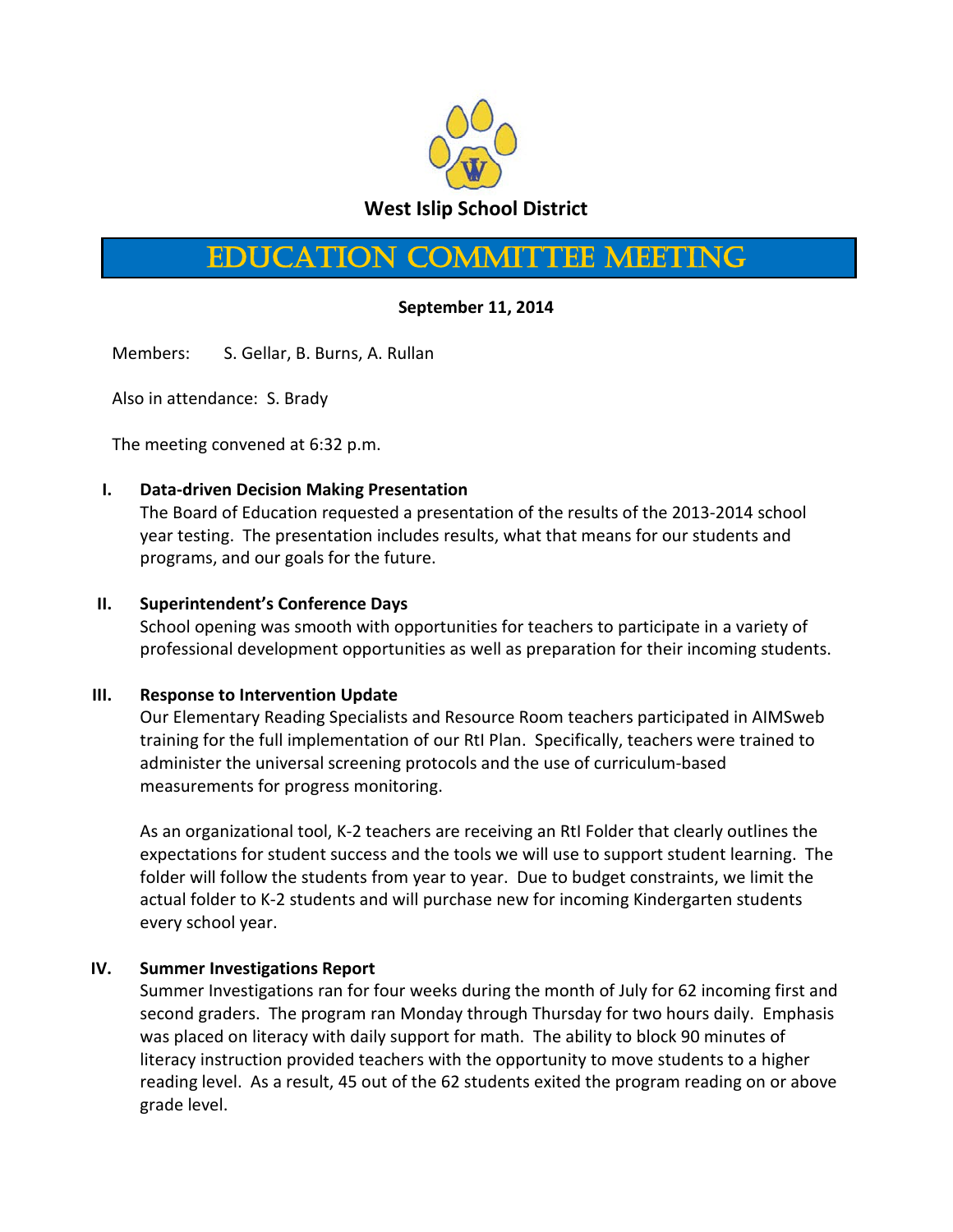**West Islip School District**

# Education Committee Meeting

**September 11, 2014**

Members: S. Gellar, B. Burns, A. Rullan

Also in attendance: S. Brady

The meeting convened at 6:32 p.m.

**I. Data-driven Decision Making Presentation**

The Board of Education requested a presentation of the results of the 2013-2014 school year testing. The presentation includes results, what that means for our students and programs, and our goals for the future.

**II. Superintendent's Conference Days**

School opening was smooth with opportunities for teachers to participate in a variety of professional development opportunities as well as preparation for their incoming students.

**III. Response to Intervention Update**

Our Elementary Reading Specialists and Resource Room teachers participated in AIMSweb training for the full implementation of our RtI Plan. Specifically, teachers were trained to administer the universal screening protocols and the use of curriculum-based measurements for progress monitoring.

As an organizational tool, K-2 teachers are receiving an RtI Folder that clearly outlines the expectations for student success and the tools we will use to support student learning. The folder will follow the students from year to year. Due to budget constraints, we limit the actual folder to K-2 students and will purchase new for incoming Kindergarten students every school year.

**IV. Summer Investigations Report**

Summer Investigations ran for four weeks during the month of July for 62 incoming first and second graders. The program ran Monday through Thursday for two hours daily. Emphasis was placed on literacy with daily support for math. The ability to block 90 minutes of literacy instruction provided teachers with the opportunity to move students to a higher reading level. As a result, 45 out of the 62 students exited the program reading on or above grade level.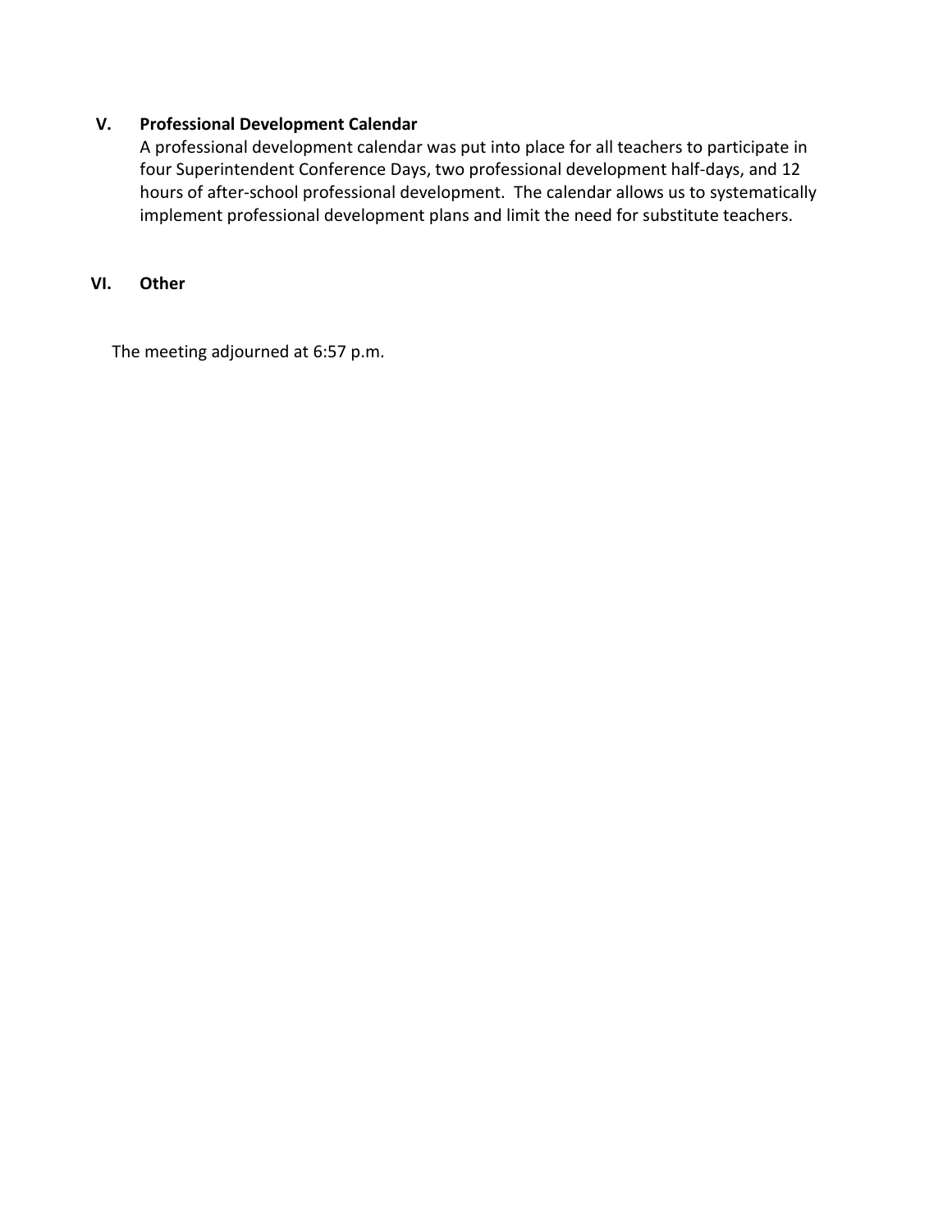## V. Professional Development Calendar

A professional development calendar was put into place for all teachers to participate in four Superintendent Conference Days, two professional development half-days, and 12 hours of after-school professional development. The calendar allows us to systematically implement professional development plans and limit the need for substitute teachers.

## VI. Other

The meeting adjourned at 6:57 p.m.